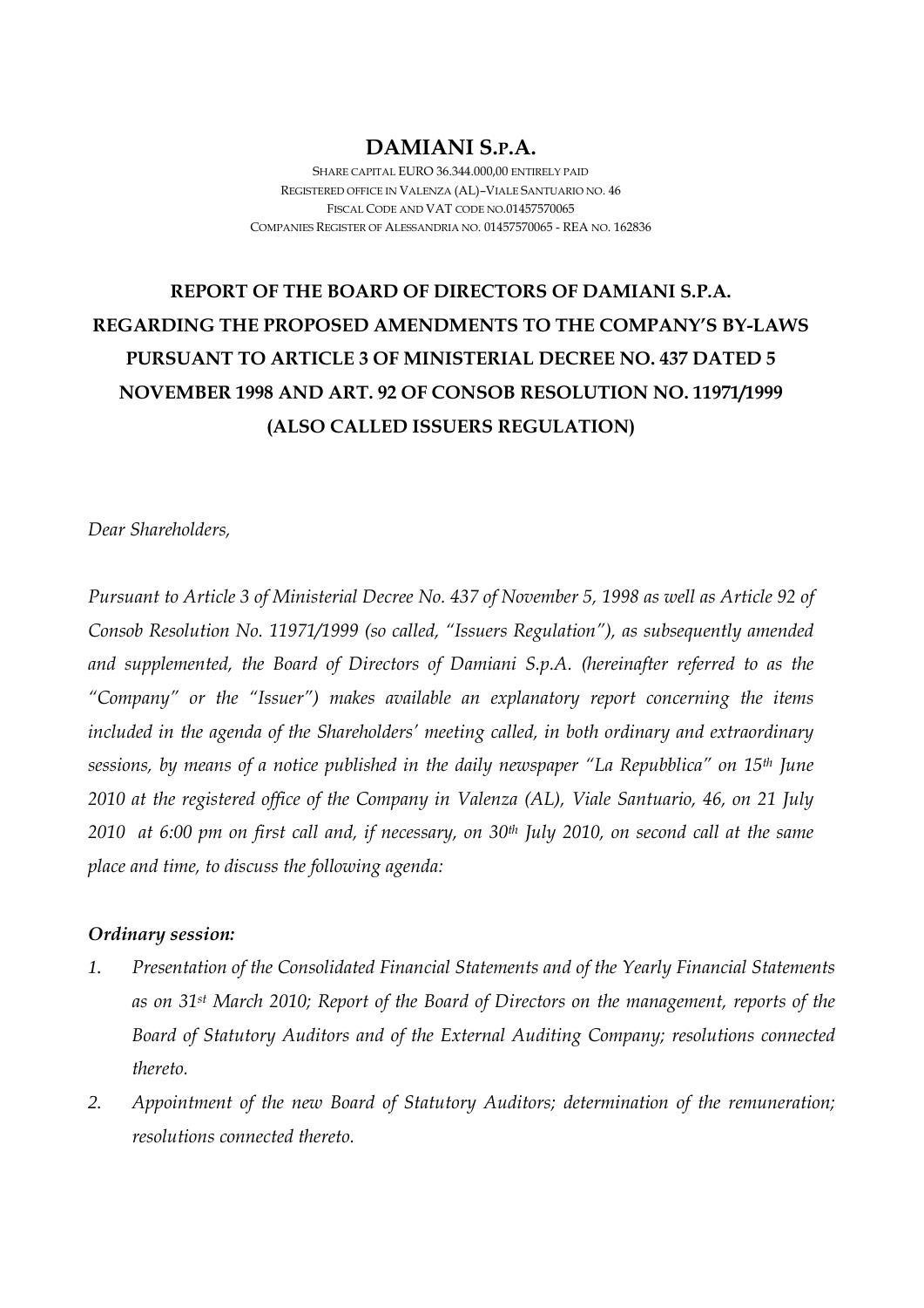# DAMIANI S.P.A.

SHARE CAPITAL EURO 36.344.000,00 ENTIRELY PAID
REGISTERED OFFICE IN VALENZA (AL)–VIALE SANTUARIO NO. 46
FISCAL CODE AND VAT CODE NO.01457570065
COMPANIES REGISTER OF ALESSANDRIA NO. 01457570065 - REA NO. 162836

## REPORT OF THE BOARD OF DIRECTORS OF DAMIANI S.P.A. REGARDING THE PROPOSED AMENDMENTS TO THE COMPANY'S BY-LAWS PURSUANT TO ARTICLE 3 OF MINISTERIAL DECREE NO. 437 DATED 5 NOVEMBER 1998 AND ART. 92 OF CONSOB RESOLUTION NO. 11971/1999 (ALSO CALLED ISSUERS REGULATION)

*Dear Shareholders,*

*Pursuant to Article 3 of Ministerial Decree No. 437 of November 5, 1998 as well as Article 92 of Consob Resolution No. 11971/1999 (so called, "Issuers Regulation"), as subsequently amended and supplemented, the Board of Directors of Damiani S.p.A. (hereinafter referred to as the "Company" or the "Issuer") makes available an explanatory report concerning the items included in the agenda of the Shareholders' meeting called, in both ordinary and extraordinary sessions, by means of a notice published in the daily newspaper "La Repubblica" on 15th June 2010 at the registered office of the Company in Valenza (AL), Viale Santuario, 46, on 21 July 2010 at 6:00 pm on first call and, if necessary, on 30th July 2010, on second call at the same place and time, to discuss the following agenda:*

***Ordinary session:***

1. *Presentation of the Consolidated Financial Statements and of the Yearly Financial Statements as on 31st March 2010; Report of the Board of Directors on the management, reports of the Board of Statutory Auditors and of the External Auditing Company; resolutions connected thereto.*
2. *Appointment of the new Board of Statutory Auditors; determination of the remuneration; resolutions connected thereto.*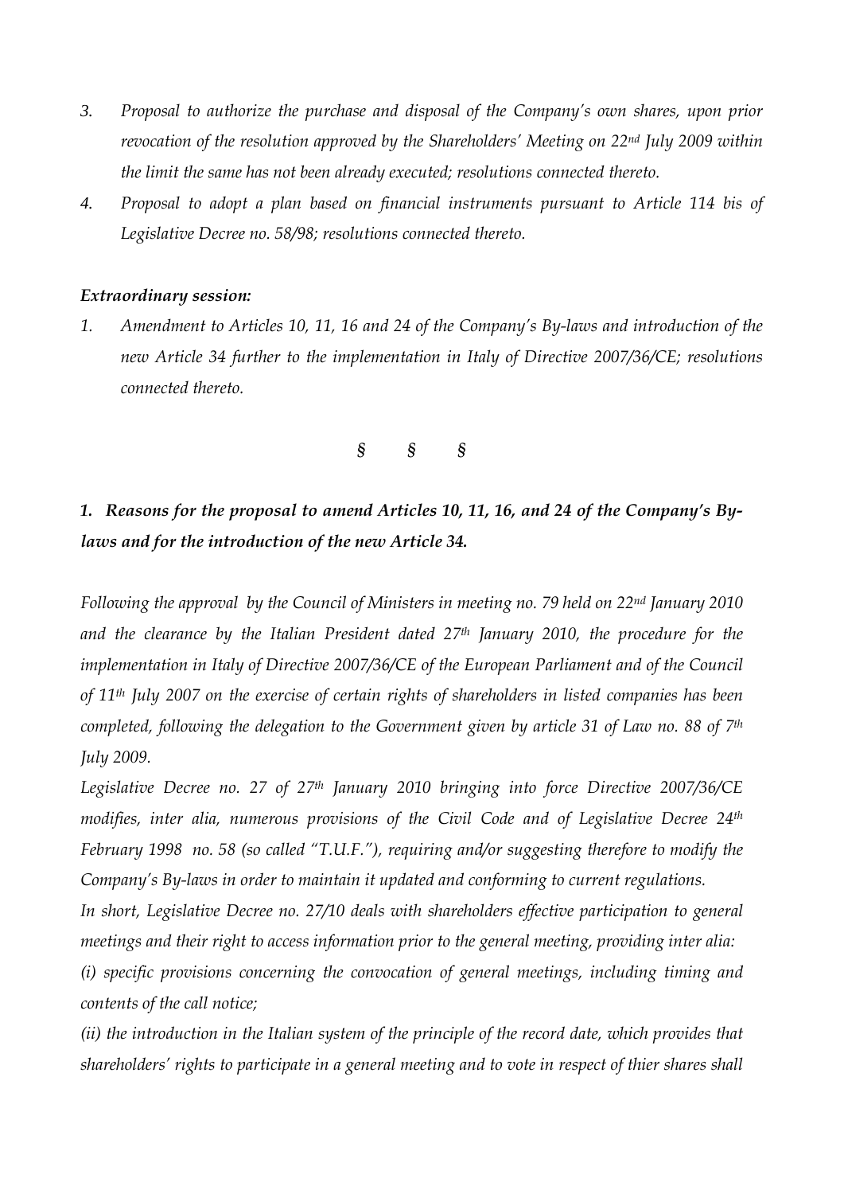3. *Proposal to authorize the purchase and disposal of the Company's own shares, upon prior revocation of the resolution approved by the Shareholders' Meeting on 22nd July 2009 within the limit the same has not been already executed; resolutions connected thereto.*
4. *Proposal to adopt a plan based on financial instruments pursuant to Article 114 bis of Legislative Decree no. 58/98; resolutions connected thereto.*

***Extraordinary session:***

1. *Amendment to Articles 10, 11, 16 and 24 of the Company's By-laws and introduction of the new Article 34 further to the implementation in Italy of Directive 2007/36/CE; resolutions connected thereto.*

*§ § §*

## *1. Reasons for the proposal to amend Articles 10, 11, 16, and 24 of the Company's By-laws and for the introduction of the new Article 34.*

*Following the approval by the Council of Ministers in meeting no. 79 held on 22nd January 2010 and the clearance by the Italian President dated 27th January 2010, the procedure for the implementation in Italy of Directive 2007/36/CE of the European Parliament and of the Council of 11th July 2007 on the exercise of certain rights of shareholders in listed companies has been completed, following the delegation to the Government given by article 31 of Law no. 88 of 7th July 2009.*

*Legislative Decree no. 27 of 27th January 2010 bringing into force Directive 2007/36/CE modifies, inter alia, numerous provisions of the Civil Code and of Legislative Decree 24th February 1998 no. 58 (so called "T.U.F."), requiring and/or suggesting therefore to modify the Company's By-laws in order to maintain it updated and conforming to current regulations.*

*In short, Legislative Decree no. 27/10 deals with shareholders effective participation to general meetings and their right to access information prior to the general meeting, providing inter alia:*

*(i) specific provisions concerning the convocation of general meetings, including timing and contents of the call notice;*

*(ii) the introduction in the Italian system of the principle of the record date, which provides that shareholders' rights to participate in a general meeting and to vote in respect of thier shares shall*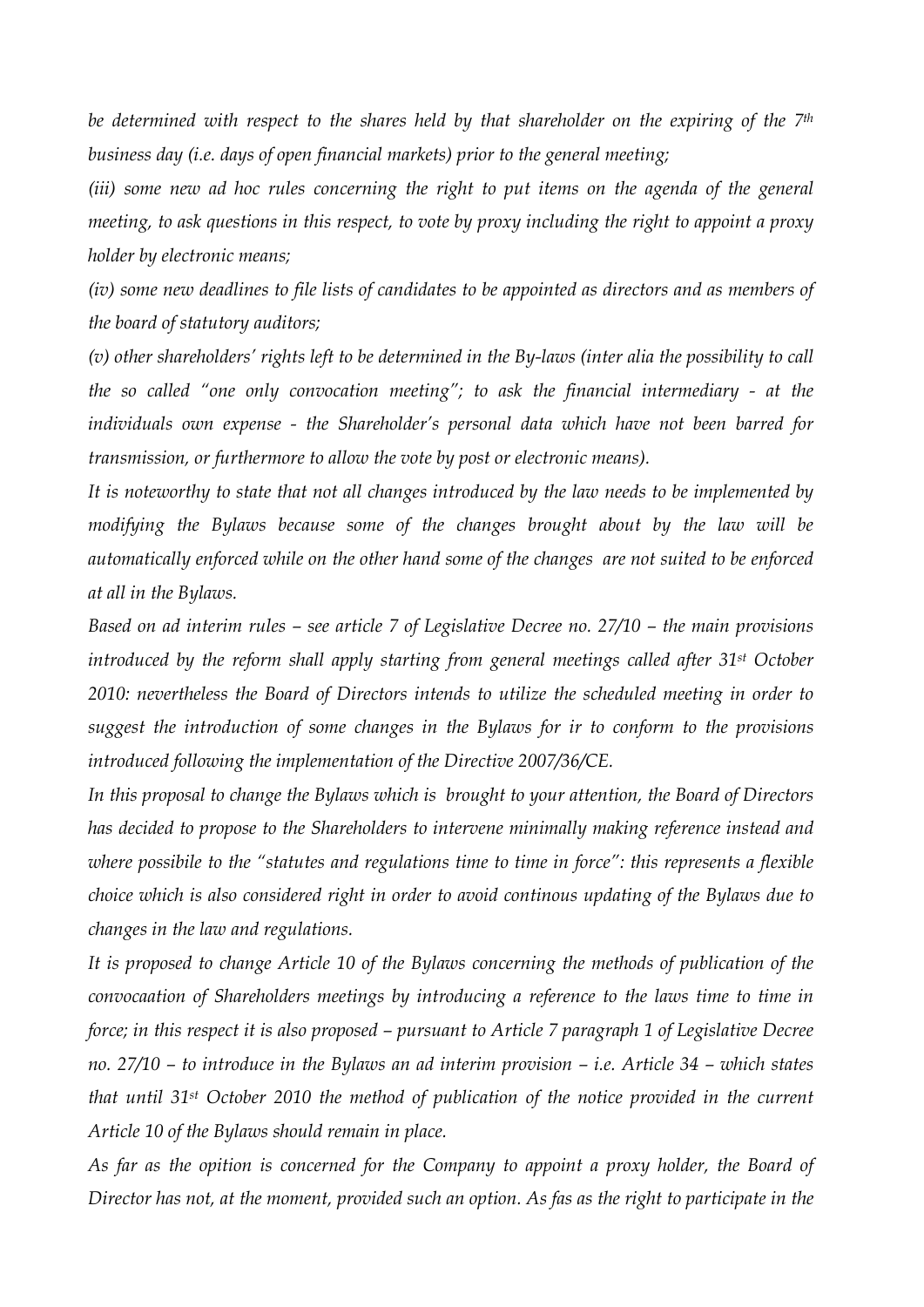*be determined with respect to the shares held by that shareholder on the expiring of the 7th business day (i.e. days of open financial markets) prior to the general meeting;*

*(iii) some new ad hoc rules concerning the right to put items on the agenda of the general meeting, to ask questions in this respect, to vote by proxy including the right to appoint a proxy holder by electronic means;*

*(iv) some new deadlines to file lists of candidates to be appointed as directors and as members of the board of statutory auditors;*

*(v) other shareholders' rights left to be determined in the By-laws (inter alia the possibility to call the so called "one only convocation meeting"; to ask the financial intermediary - at the individuals own expense - the Shareholder's personal data which have not been barred for transmission, or furthermore to allow the vote by post or electronic means).*

*It is noteworthy to state that not all changes introduced by the law needs to be implemented by modifying the Bylaws because some of the changes brought about by the law will be automatically enforced while on the other hand some of the changes are not suited to be enforced at all in the Bylaws.*

*Based on ad interim rules – see article 7 of Legislative Decree no. 27/10 – the main provisions introduced by the reform shall apply starting from general meetings called after 31st October 2010: nevertheless the Board of Directors intends to utilize the scheduled meeting in order to suggest the introduction of some changes in the Bylaws for ir to conform to the provisions introduced following the implementation of the Directive 2007/36/CE.*

*In this proposal to change the Bylaws which is brought to your attention, the Board of Directors has decided to propose to the Shareholders to intervene minimally making reference instead and where possibile to the "statutes and regulations time to time in force": this represents a flexible choice which is also considered right in order to avoid continous updating of the Bylaws due to changes in the law and regulations.*

*It is proposed to change Article 10 of the Bylaws concerning the methods of publication of the convocaation of Shareholders meetings by introducing a reference to the laws time to time in force; in this respect it is also proposed – pursuant to Article 7 paragraph 1 of Legislative Decree no. 27/10 – to introduce in the Bylaws an ad interim provision – i.e. Article 34 – which states that until 31st October 2010 the method of publication of the notice provided in the current Article 10 of the Bylaws should remain in place.*

*As far as the opition is concerned for the Company to appoint a proxy holder, the Board of Director has not, at the moment, provided such an option. As fas as the right to participate in the*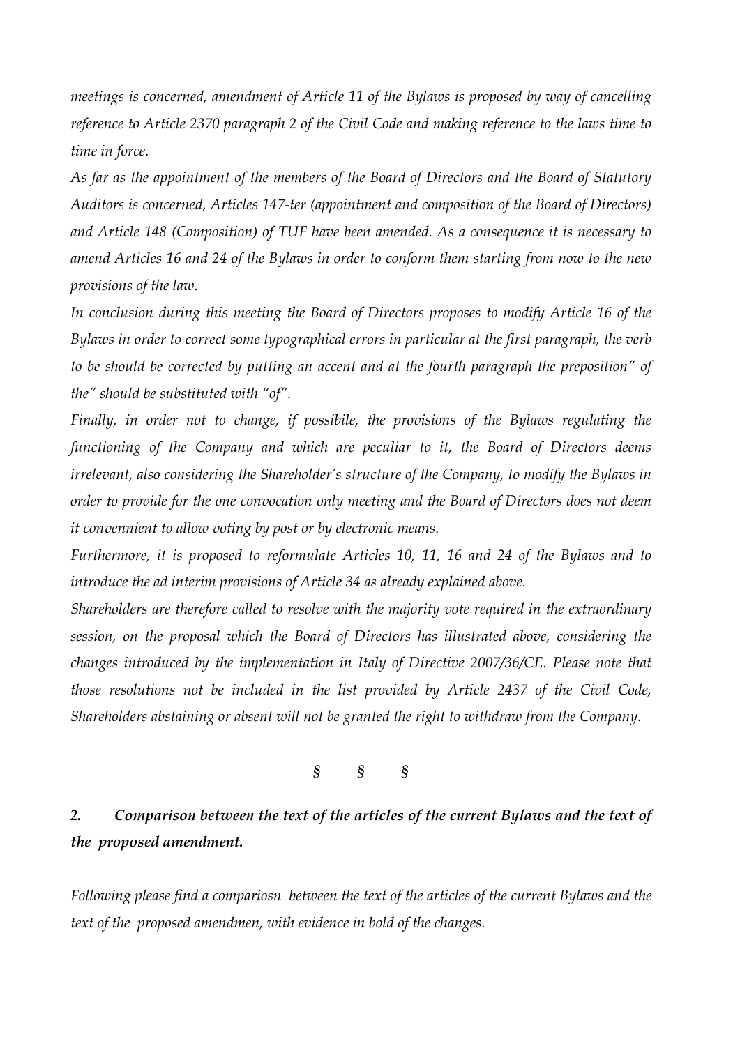*meetings is concerned, amendment of Article 11 of the Bylaws is proposed by way of cancelling reference to Article 2370 paragraph 2 of the Civil Code and making reference to the laws time to time in force.*

*As far as the appointment of the members of the Board of Directors and the Board of Statutory Auditors is concerned, Articles 147-ter (appointment and composition of the Board of Directors) and Article 148 (Composition) of TUF have been amended. As a consequence it is necessary to amend Articles 16 and 24 of the Bylaws in order to conform them starting from now to the new provisions of the law.*

*In conclusion during this meeting the Board of Directors proposes to modify Article 16 of the Bylaws in order to correct some typographical errors in particular at the first paragraph, the verb to be should be corrected by putting an accent and at the fourth paragraph the preposition" of the" should be substituted with "of".*

*Finally, in order not to change, if possibile, the provisions of the Bylaws regulating the functioning of the Company and which are peculiar to it, the Board of Directors deems irrelevant, also considering the Shareholder's structure of the Company, to modify the Bylaws in order to provide for the one convocation only meeting and the Board of Directors does not deem it convennient to allow voting by post or by electronic means.*

*Furthermore, it is proposed to reformulate Articles 10, 11, 16 and 24 of the Bylaws and to introduce the ad interim provisions of Article 34 as already explained above.*

*Shareholders are therefore called to resolve with the majority vote required in the extraordinary session, on the proposal which the Board of Directors has illustrated above, considering the changes introduced by the implementation in Italy of Directive 2007/36/CE. Please note that those resolutions not be included in the list provided by Article 2437 of the Civil Code, Shareholders abstaining or absent will not be granted the right to withdraw from the Company.*

§ § §

## 2. *Comparison between the text of the articles of the current Bylaws and the text of the proposed amendment.*

*Following please find a compariosn between the text of the articles of the current Bylaws and the text of the proposed amendmen, with evidence in bold of the changes.*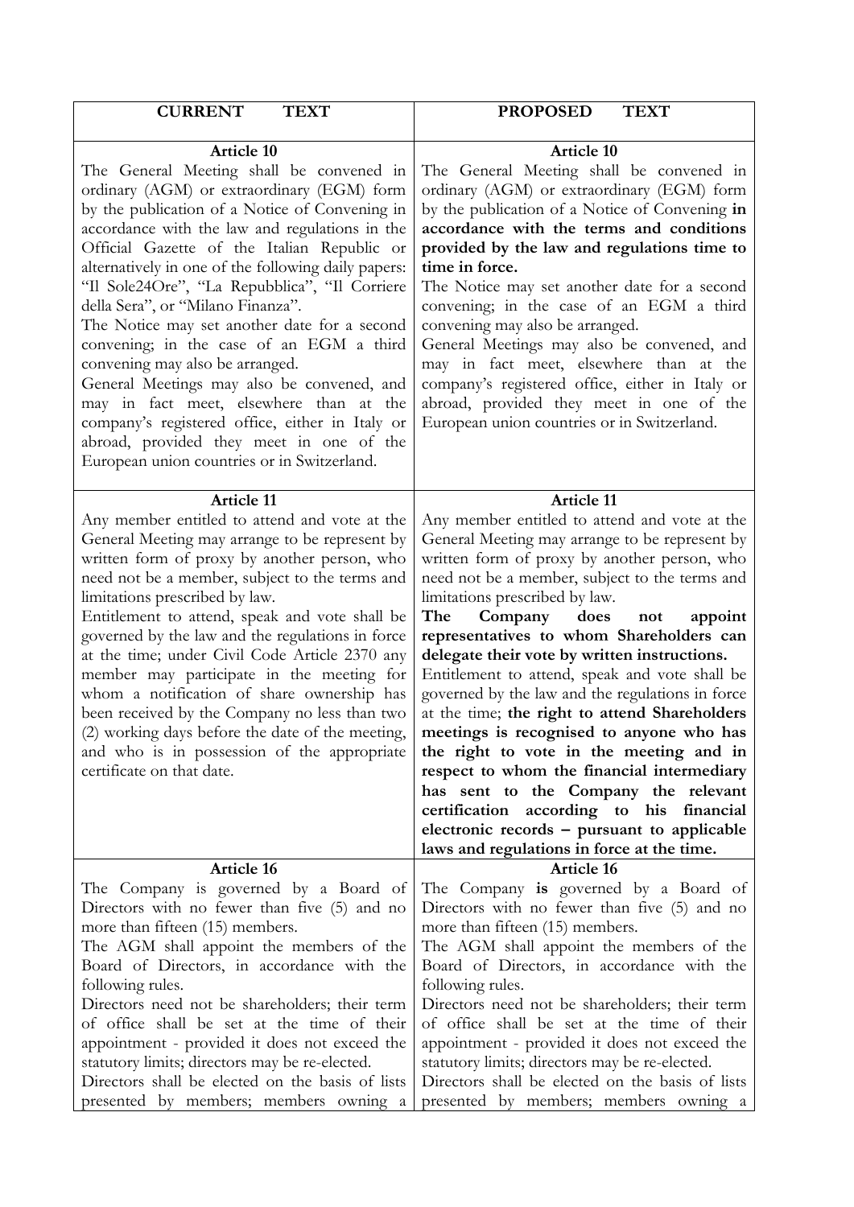| CURRENT TEXT | PROPOSED TEXT |
| --- | --- |
| **Article 10**<br>The General Meeting shall be convened in ordinary (AGM) or extraordinary (EGM) form by the publication of a Notice of Convening in accordance with the law and regulations in the Official Gazette of the Italian Republic or alternatively in one of the following daily papers: "Il Sole24Ore", "La Repubblica", "Il Corriere della Sera", or "Milano Finanza".<br>The Notice may set another date for a second convening; in the case of an EGM a third convening may also be arranged.<br>General Meetings may also be convened, and may in fact meet, elsewhere than at the company's registered office, either in Italy or abroad, provided they meet in one of the European union countries or in Switzerland. | **Article 10**<br>The General Meeting shall be convened in ordinary (AGM) or extraordinary (EGM) form by the publication of a Notice of Convening **in accordance with the terms and conditions provided by the law and regulations time to time in force.**<br>The Notice may set another date for a second convening; in the case of an EGM a third convening may also be arranged.<br>General Meetings may also be convened, and may in fact meet, elsewhere than at the company's registered office, either in Italy or abroad, provided they meet in one of the European union countries or in Switzerland. |
| **Article 11**<br>Any member entitled to attend and vote at the General Meeting may arrange to be represent by written form of proxy by another person, who need not be a member, subject to the terms and limitations prescribed by law.<br>Entitlement to attend, speak and vote shall be governed by the law and the regulations in force at the time; under Civil Code Article 2370 any member may participate in the meeting for whom a notification of share ownership has been received by the Company no less than two (2) working days before the date of the meeting, and who is in possession of the appropriate certificate on that date. | **Article 11**<br>Any member entitled to attend and vote at the General Meeting may arrange to be represent by written form of proxy by another person, who need not be a member, subject to the terms and limitations prescribed by law.<br>**The Company does not appoint representatives to whom Shareholders can delegate their vote by written instructions.**<br>Entitlement to attend, speak and vote shall be governed by the law and the regulations in force at the time; **the right to attend Shareholders meetings is recognised to anyone who has the right to vote in the meeting and in respect to whom the financial intermediary has sent to the Company the relevant certification according to his financial electronic records – pursuant to applicable laws and regulations in force at the time.** |
| **Article 16**<br>The Company is governed by a Board of Directors with no fewer than five (5) and no more than fifteen (15) members.<br>The AGM shall appoint the members of the Board of Directors, in accordance with the following rules.<br>Directors need not be shareholders; their term of office shall be set at the time of their appointment - provided it does not exceed the statutory limits; directors may be re-elected.<br>Directors shall be elected on the basis of lists presented by members; members owning a | **Article 16**<br>The Company **is** governed by a Board of Directors with no fewer than five (5) and no more than fifteen (15) members.<br>The AGM shall appoint the members of the Board of Directors, in accordance with the following rules.<br>Directors need not be shareholders; their term of office shall be set at the time of their appointment - provided it does not exceed the statutory limits; directors may be re-elected.<br>Directors shall be elected on the basis of lists presented by members; members owning a |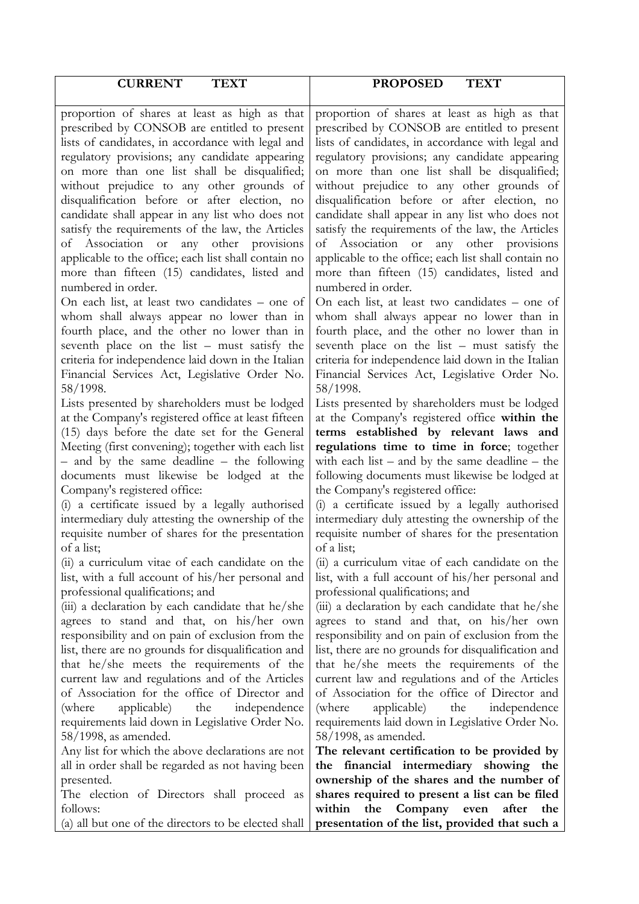| CURRENT TEXT | PROPOSED TEXT |
|---|---|
| proportion of shares at least as high as that prescribed by CONSOB are entitled to present lists of candidates, in accordance with legal and regulatory provisions; any candidate appearing on more than one list shall be disqualified; without prejudice to any other grounds of disqualification before or after election, no candidate shall appear in any list who does not satisfy the requirements of the law, the Articles of Association or any other provisions applicable to the office; each list shall contain no more than fifteen (15) candidates, listed and numbered in order.<br>On each list, at least two candidates – one of whom shall always appear no lower than in fourth place, and the other no lower than in seventh place on the list – must satisfy the criteria for independence laid down in the Italian Financial Services Act, Legislative Order No. 58/1998.<br>Lists presented by shareholders must be lodged at the Company's registered office at least fifteen (15) days before the date set for the General Meeting (first convening); together with each list – and by the same deadline – the following documents must likewise be lodged at the Company's registered office:<br>(i) a certificate issued by a legally authorised intermediary duly attesting the ownership of the requisite number of shares for the presentation of a list;<br>(ii) a curriculum vitae of each candidate on the list, with a full account of his/her personal and professional qualifications; and<br>(iii) a declaration by each candidate that he/she agrees to stand and that, on his/her own responsibility and on pain of exclusion from the list, there are no grounds for disqualification and that he/she meets the requirements of the current law and regulations and of the Articles of Association for the office of Director and (where applicable) the independence requirements laid down in Legislative Order No. 58/1998, as amended.<br>Any list for which the above declarations are not all in order shall be regarded as not having been presented.<br>The election of Directors shall proceed as follows:<br>(a) all but one of the directors to be elected shall | proportion of shares at least as high as that prescribed by CONSOB are entitled to present lists of candidates, in accordance with legal and regulatory provisions; any candidate appearing on more than one list shall be disqualified; without prejudice to any other grounds of disqualification before or after election, no candidate shall appear in any list who does not satisfy the requirements of the law, the Articles of Association or any other provisions applicable to the office; each list shall contain no more than fifteen (15) candidates, listed and numbered in order.<br>On each list, at least two candidates – one of whom shall always appear no lower than in fourth place, and the other no lower than in seventh place on the list – must satisfy the criteria for independence laid down in the Italian Financial Services Act, Legislative Order No. 58/1998.<br>Lists presented by shareholders must be lodged at the Company's registered office **within the terms established by relevant laws and regulations time to time in force**; together with each list – and by the same deadline – the following documents must likewise be lodged at the Company's registered office:<br>(i) a certificate issued by a legally authorised intermediary duly attesting the ownership of the requisite number of shares for the presentation of a list;<br>(ii) a curriculum vitae of each candidate on the list, with a full account of his/her personal and professional qualifications; and<br>(iii) a declaration by each candidate that he/she agrees to stand and that, on his/her own responsibility and on pain of exclusion from the list, there are no grounds for disqualification and that he/she meets the requirements of the current law and regulations and of the Articles of Association for the office of Director and (where applicable) the independence requirements laid down in Legislative Order No. 58/1998, as amended.<br>**The relevant certification to be provided by the financial intermediary showing the ownership of the shares and the number of shares required to present a list can be filed within the Company even after the presentation of the list, provided that such a** |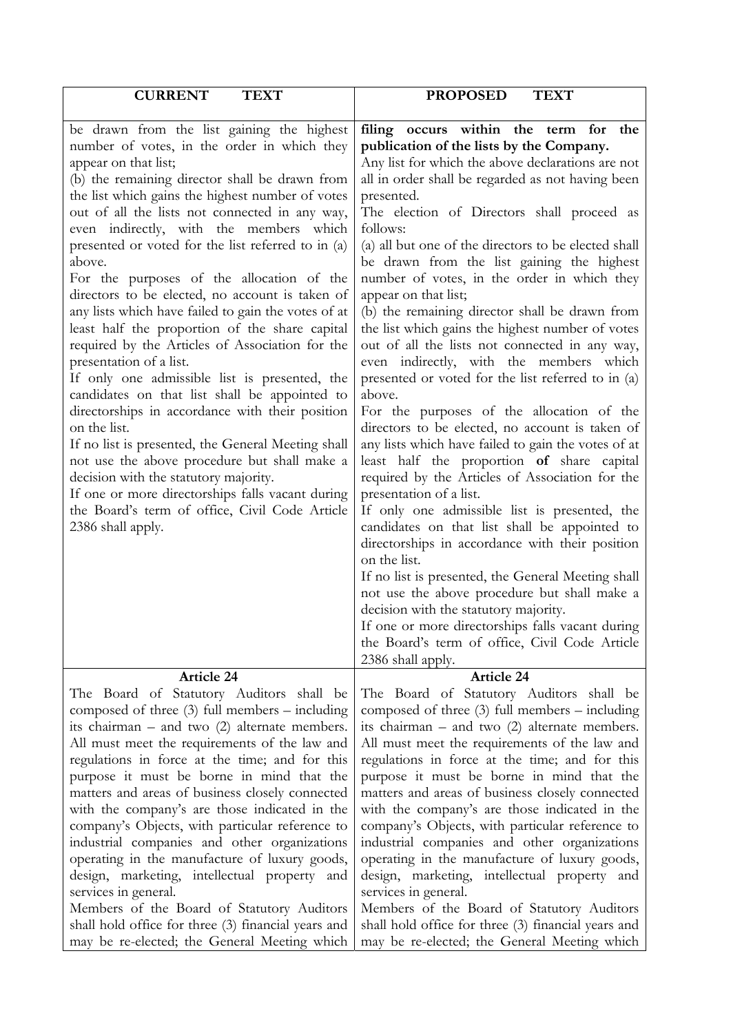| **CURRENT TEXT** | **PROPOSED TEXT** |
|---|---|
| be drawn from the list gaining the highest number of votes, in the order in which they appear on that list;<br>(b) the remaining director shall be drawn from the list which gains the highest number of votes out of all the lists not connected in any way, even indirectly, with the members which presented or voted for the list referred to in (a) above.<br>For the purposes of the allocation of the directors to be elected, no account is taken of any lists which have failed to gain the votes of at least half the proportion of the share capital required by the Articles of Association for the presentation of a list.<br>If only one admissible list is presented, the candidates on that list shall be appointed to directorships in accordance with their position on the list.<br>If no list is presented, the General Meeting shall not use the above procedure but shall make a decision with the statutory majority.<br>If one or more directorships falls vacant during the Board's term of office, Civil Code Article 2386 shall apply. | **filing occurs within the term for the publication of the lists by the Company.**<br>Any list for which the above declarations are not all in order shall be regarded as not having been presented.<br>The election of Directors shall proceed as follows:<br>(a) all but one of the directors to be elected shall be drawn from the list gaining the highest number of votes, in the order in which they appear on that list;<br>(b) the remaining director shall be drawn from the list which gains the highest number of votes out of all the lists not connected in any way, even indirectly, with the members which presented or voted for the list referred to in (a) above.<br>For the purposes of the allocation of the directors to be elected, no account is taken of any lists which have failed to gain the votes of at least half the proportion **of** share capital required by the Articles of Association for the presentation of a list.<br>If only one admissible list is presented, the candidates on that list shall be appointed to directorships in accordance with their position on the list.<br>If no list is presented, the General Meeting shall not use the above procedure but shall make a decision with the statutory majority.<br>If one or more directorships falls vacant during the Board's term of office, Civil Code Article 2386 shall apply. |
| **Article 24**<br>The Board of Statutory Auditors shall be composed of three (3) full members – including its chairman – and two (2) alternate members. All must meet the requirements of the law and regulations in force at the time; and for this purpose it must be borne in mind that the matters and areas of business closely connected with the company's are those indicated in the company's Objects, with particular reference to industrial companies and other organizations operating in the manufacture of luxury goods, design, marketing, intellectual property and services in general.<br>Members of the Board of Statutory Auditors shall hold office for three (3) financial years and may be re-elected; the General Meeting which | **Article 24**<br>The Board of Statutory Auditors shall be composed of three (3) full members – including its chairman – and two (2) alternate members. All must meet the requirements of the law and regulations in force at the time; and for this purpose it must be borne in mind that the matters and areas of business closely connected with the company's are those indicated in the company's Objects, with particular reference to industrial companies and other organizations operating in the manufacture of luxury goods, design, marketing, intellectual property and services in general.<br>Members of the Board of Statutory Auditors shall hold office for three (3) financial years and may be re-elected; the General Meeting which |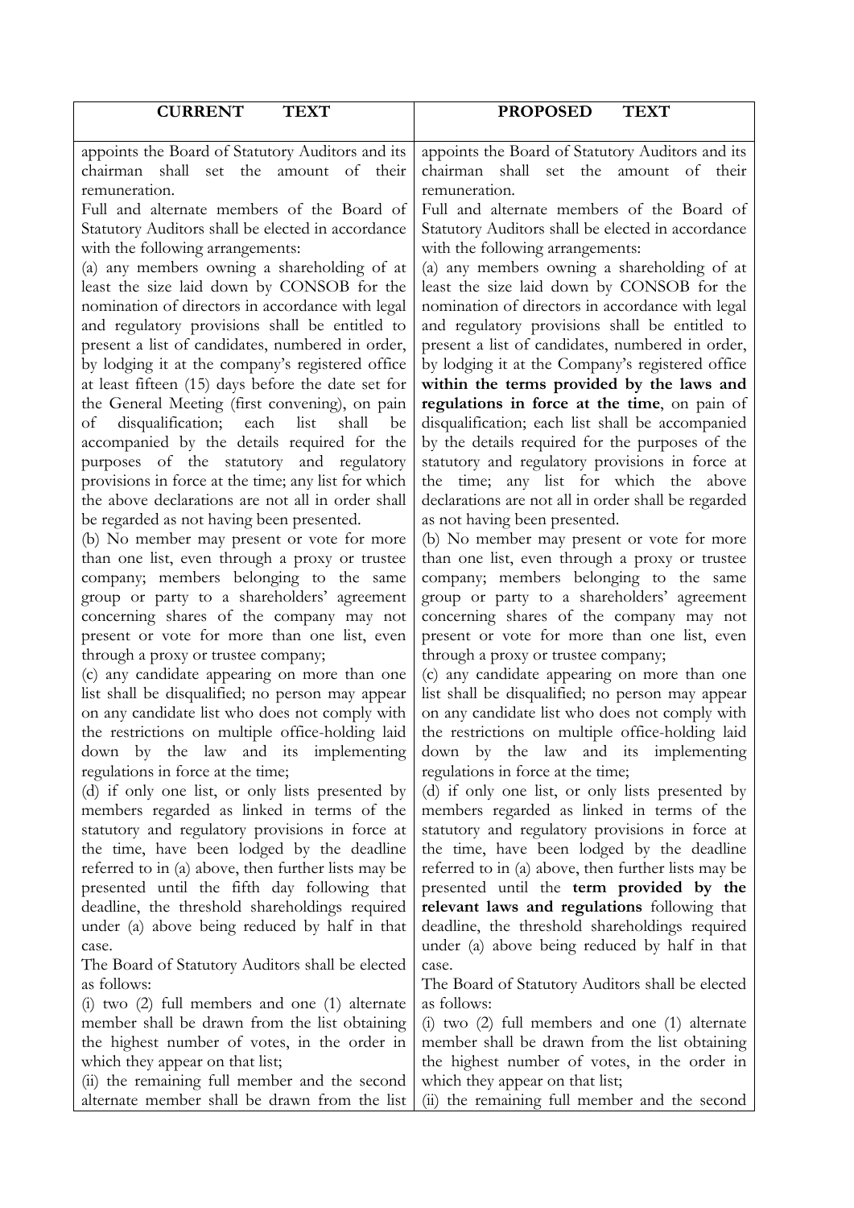| **CURRENT TEXT** | **PROPOSED TEXT** |
|---|---|
| appoints the Board of Statutory Auditors and its chairman shall set the amount of their remuneration.<br>Full and alternate members of the Board of Statutory Auditors shall be elected in accordance with the following arrangements:<br>(a) any members owning a shareholding of at least the size laid down by CONSOB for the nomination of directors in accordance with legal and regulatory provisions shall be entitled to present a list of candidates, numbered in order, by lodging it at the company's registered office at least fifteen (15) days before the date set for the General Meeting (first convening), on pain of disqualification; each list shall be accompanied by the details required for the purposes of the statutory and regulatory provisions in force at the time; any list for which the above declarations are not all in order shall be regarded as not having been presented.<br>(b) No member may present or vote for more than one list, even through a proxy or trustee company; members belonging to the same group or party to a shareholders' agreement concerning shares of the company may not present or vote for more than one list, even through a proxy or trustee company;<br>(c) any candidate appearing on more than one list shall be disqualified; no person may appear on any candidate list who does not comply with the restrictions on multiple office-holding laid down by the law and its implementing regulations in force at the time;<br>(d) if only one list, or only lists presented by members regarded as linked in terms of the statutory and regulatory provisions in force at the time, have been lodged by the deadline referred to in (a) above, then further lists may be presented until the fifth day following that deadline, the threshold shareholdings required under (a) above being reduced by half in that case.<br>The Board of Statutory Auditors shall be elected as follows:<br>(i) two (2) full members and one (1) alternate member shall be drawn from the list obtaining the highest number of votes, in the order in which they appear on that list;<br>(ii) the remaining full member and the second alternate member shall be drawn from the list | appoints the Board of Statutory Auditors and its chairman shall set the amount of their remuneration.<br>Full and alternate members of the Board of Statutory Auditors shall be elected in accordance with the following arrangements:<br>(a) any members owning a shareholding of at least the size laid down by CONSOB for the nomination of directors in accordance with legal and regulatory provisions shall be entitled to present a list of candidates, numbered in order, by lodging it at the Company's registered office **within the terms provided by the laws and regulations in force at the time**, on pain of disqualification; each list shall be accompanied by the details required for the purposes of the statutory and regulatory provisions in force at the time; any list for which the above declarations are not all in order shall be regarded as not having been presented.<br>(b) No member may present or vote for more than one list, even through a proxy or trustee company; members belonging to the same group or party to a shareholders' agreement concerning shares of the company may not present or vote for more than one list, even through a proxy or trustee company;<br>(c) any candidate appearing on more than one list shall be disqualified; no person may appear on any candidate list who does not comply with the restrictions on multiple office-holding laid down by the law and its implementing regulations in force at the time;<br>(d) if only one list, or only lists presented by members regarded as linked in terms of the statutory and regulatory provisions in force at the time, have been lodged by the deadline referred to in (a) above, then further lists may be presented until the **term provided by the relevant laws and regulations** following that deadline, the threshold shareholdings required under (a) above being reduced by half in that case.<br>The Board of Statutory Auditors shall be elected as follows:<br>(i) two (2) full members and one (1) alternate member shall be drawn from the list obtaining the highest number of votes, in the order in which they appear on that list;<br>(ii) the remaining full member and the second |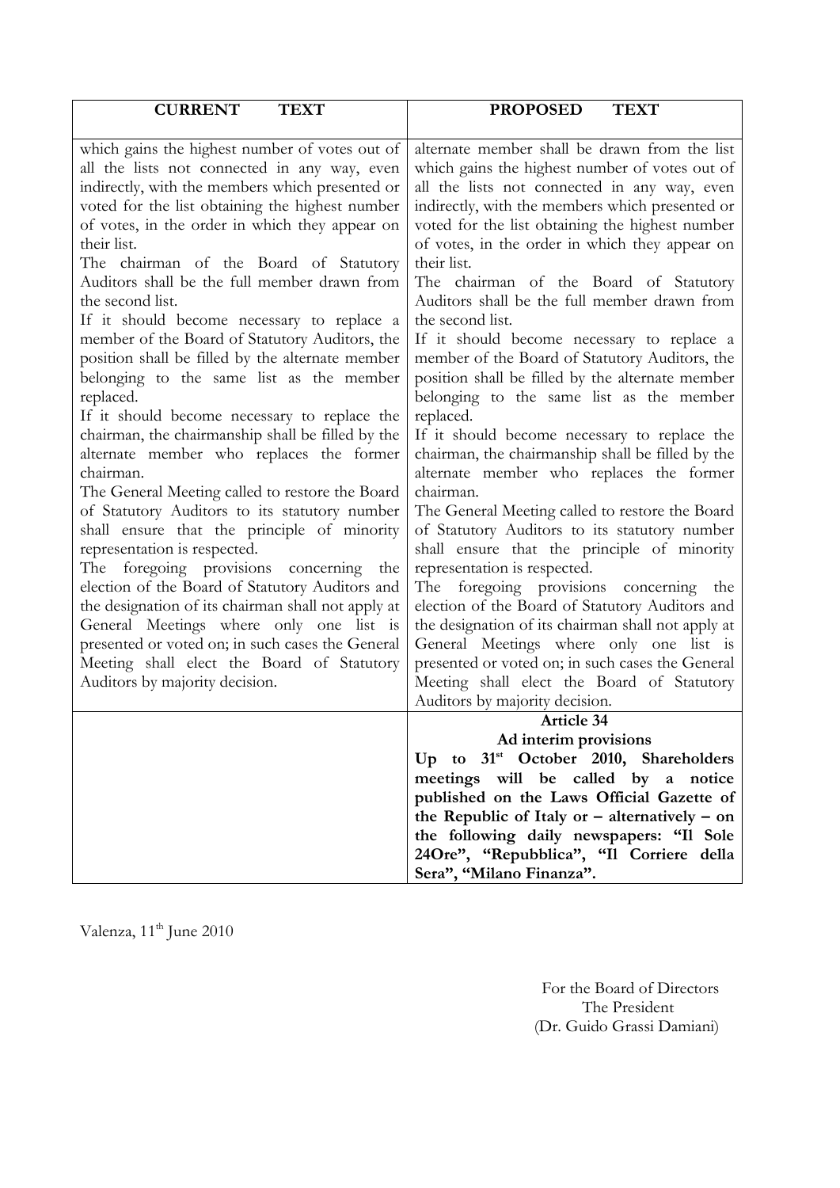| CURRENT TEXT | PROPOSED TEXT |
|---|---|
| which gains the highest number of votes out of all the lists not connected in any way, even indirectly, with the members which presented or voted for the list obtaining the highest number of votes, in the order in which they appear on their list.<br>The chairman of the Board of Statutory Auditors shall be the full member drawn from the second list.<br>If it should become necessary to replace a member of the Board of Statutory Auditors, the position shall be filled by the alternate member belonging to the same list as the member replaced.<br>If it should become necessary to replace the chairman, the chairmanship shall be filled by the alternate member who replaces the former chairman.<br>The General Meeting called to restore the Board of Statutory Auditors to its statutory number shall ensure that the principle of minority representation is respected.<br>The foregoing provisions concerning the election of the Board of Statutory Auditors and the designation of its chairman shall not apply at General Meetings where only one list is presented or voted on; in such cases the General Meeting shall elect the Board of Statutory Auditors by majority decision. | alternate member shall be drawn from the list which gains the highest number of votes out of all the lists not connected in any way, even indirectly, with the members which presented or voted for the list obtaining the highest number of votes, in the order in which they appear on their list.<br>The chairman of the Board of Statutory Auditors shall be the full member drawn from the second list.<br>If it should become necessary to replace a member of the Board of Statutory Auditors, the position shall be filled by the alternate member belonging to the same list as the member replaced.<br>If it should become necessary to replace the chairman, the chairmanship shall be filled by the alternate member who replaces the former chairman.<br>The General Meeting called to restore the Board of Statutory Auditors to its statutory number shall ensure that the principle of minority representation is respected.<br>The foregoing provisions concerning the election of the Board of Statutory Auditors and the designation of its chairman shall not apply at General Meetings where only one list is presented or voted on; in such cases the General Meeting shall elect the Board of Statutory Auditors by majority decision. |
| | **Article 34**<br>**Ad interim provisions**<br>**Up to 31st October 2010, Shareholders meetings will be called by a notice published on the Laws Official Gazette of the Republic of Italy or – alternatively – on the following daily newspapers: "Il Sole 24Ore", "Repubblica", "Il Corriere della Sera", "Milano Finanza".** |

Valenza, 11th June 2010

For the Board of Directors
The President
(Dr. Guido Grassi Damiani)